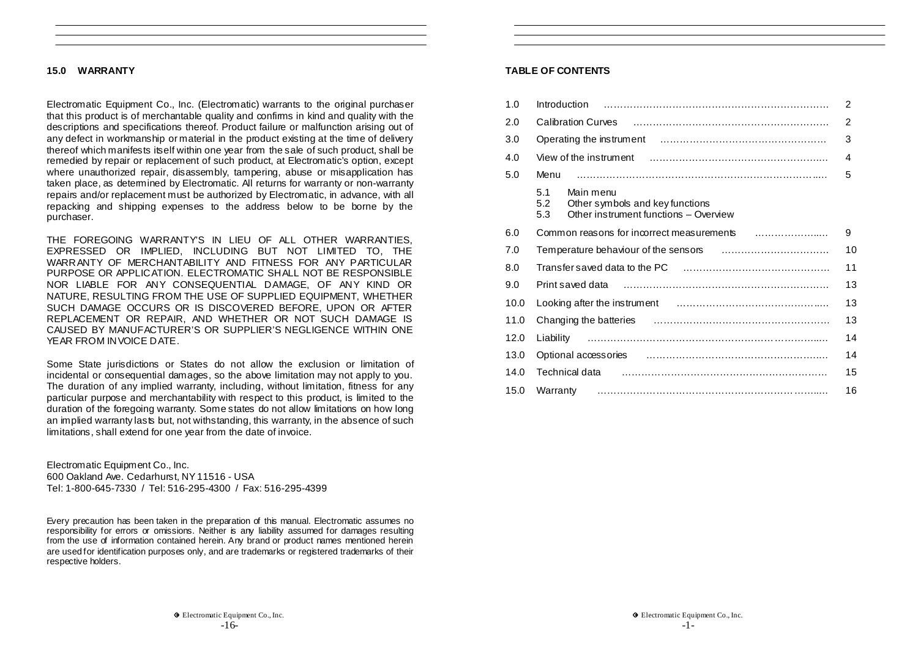## 15.0 WARRANTY

Electromatic Equipment Co., Inc. (Electromatic) warrants to the original purchaser that this product is of merchantable quality and confirms in kind and quality with the descriptions and specifications thereof. Product failure or malfunction arising out of any defect in workmanship or material in the product existing at the time of delivery thereof which manifests itself within one year from the sale of such product, shall be remedied by repair or replacement of such product, at Electromatic's option, except where unauthorized repair, disassembly, tampering, abuse or misapplication has taken place, as determined by Electromatic. All returns for warranty or non-warranty repairs and/or replacement must be authorized by Electromatic, in advance, with all repacking and shipping expenses to the address below to be borne by the purchaser.

THE FOREGOING WARRANTY'S IN LIEU OF ALL OTHER WARRANTIES, EXPRESSED OR IMPLIED, INCLUDING BUT NOT LIMITED TO, THE WARRANTY OF MERCHANTABILITY AND FITNESS FOR ANY PARTICULAR PURPOSE OR APPLICATION. ELECTROMATIC SHALL NOT BE RESPONSIBLE NOR LIABLE FOR ANY CONSEQUENTIAL DAMAGE, OF ANY KIND OR NATURE, RESULTING FROM THE USE OF SUPPLIED EQUIPMENT, WHETHER SUCH DAMAGE OCCURS OR IS DISCOVERED BEFORE, UPON OR AFTER REPLACEMENT OR REPAIR, AND WHETHER OR NOT SUCH DAMAGE IS CAUSED BY MANUFACTURER'S OR SUPPLIER'S NEGLIGENCE WITHIN ONE YEAR FROM INVOICE DATE.

Some State jurisdictions or States do not allow the exclusion or limitation of incidental or consequential damages, so the above limitation may not apply to you. The duration of any implied warranty, including, without limitation, fitness for any particular purpose and merchantability with respect to this product, is limited to the duration of the foregoing warranty. Some states do not allow limitations on how long an implied warranty lasts but, not withstanding, this warranty, in the absence of such limitations, shall extend for one year from the date of invoice.

Electromatic Equipment Co., Inc.
600 Oakland Ave. Cedarhurst, NY 11516 - USA
Tel: 1-800-645-7330 / Tel: 516-295-4300 / Fax: 516-295-4399

Every precaution has been taken in the preparation of this manual. Electromatic assumes no responsibility for errors or omissions. Neither is any liability assumed for damages resulting from the use of information contained herein. Any brand or product names mentioned herein are used for identification purposes only, and are trademarks or registered trademarks of their respective holders.

## TABLE OF CONTENTS

| | | |
|---|---|---|
| 1.0 | Introduction | 2 |
| 2.0 | Calibration Curves | 2 |
| 3.0 | Operating the instrument | 3 |
| 4.0 | View of the instrument | 4 |
| 5.0 | Menu | 5 |
| | 5.1 Main menu | |
| | 5.2 Other symbols and key functions | |
| | 5.3 Other instrument functions – Overview | |
| 6.0 | Common reasons for incorrect measurements | 9 |
| 7.0 | Temperature behaviour of the sensors | 10 |
| 8.0 | Transfer saved data to the PC | 11 |
| 9.0 | Print saved data | 13 |
| 10.0 | Looking after the instrument | 13 |
| 11.0 | Changing the batteries | 13 |
| 12.0 | Liability | 14 |
| 13.0 | Optional accessories | 14 |
| 14.0 | Technical data | 15 |
| 15.0 | Warranty | 16 |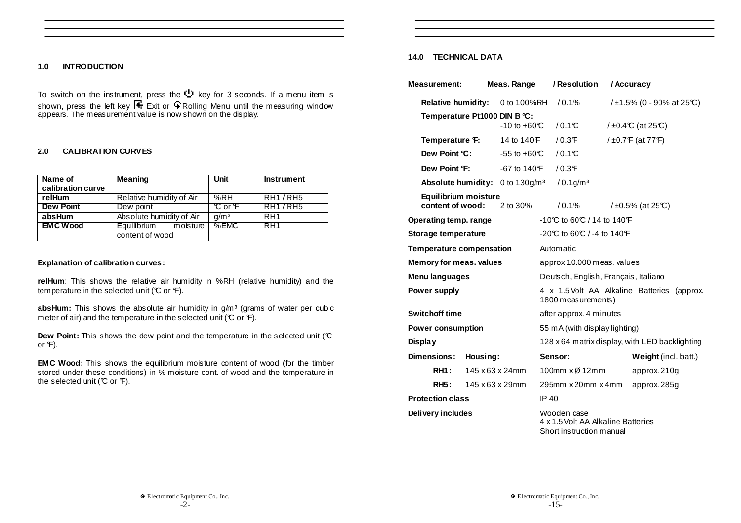## 1.0 INTRODUCTION

To switch on the instrument, press the ⏻ key for 3 seconds. If a menu item is shown, press the left key Exit or Rolling Menu until the measuring window appears. The measurement value is now shown on the display.

## 2.0 CALIBRATION CURVES

| Name of calibration curve | Meaning | Unit | Instrument |
|---|---|---|---|
| **relHum** | Relative humidity of Air | %RH | RH1 / RH5 |
| **Dew Point** | Dew point | ℃ or ℉ | RH1 / RH5 |
| **absHum** | Absolute humidity of Air | g/m³ | RH1 |
| **EMC Wood** | Equilibrium moisture content of wood | %EMC | RH1 |

**Explanation of calibration curves:**

**relHum**: This shows the relative air humidity in %RH (relative humidity) and the temperature in the selected unit (℃ or ℉).

**absHum:** This shows the absolute air humidity in g/m³ (grams of water per cubic meter of air) and the temperature in the selected unit (℃ or ℉).

**Dew Point:** This shows the dew point and the temperature in the selected unit (℃ or ℉).

**EMC Wood:** This shows the equilibrium moisture content of wood (for the timber stored under these conditions) in % moisture cont. of wood and the temperature in the selected unit (℃ or ℉).

## 14.0 TECHNICAL DATA

| Measurement: | Meas. Range | / Resolution | / Accuracy |
|---|---|---|---|
| **Relative humidity:** | 0 to 100%RH | / 0.1% | / ±1.5% (0 - 90% at 25℃) |
| **Temperature Pt1000 DIN B ℃:** | -10 to +60℃ | / 0.1℃ | / ±0.4℃ (at 25℃) |
| **Temperature ℉:** | 14 to 140℉ | / 0.3℉ | / ±0.7℉ (at 77℉) |
| **Dew Point ℃:** | -55 to +60℃ | / 0.1℃ | |
| **Dew Point ℉:** | -67 to 140℉ | / 0.3℉ | |
| **Absolute humidity:** | 0 to 130g/m³ | / 0.1g/m³ | |
| **Equilibrium moisture content of wood:** | 2 to 30% | / 0.1% | / ±0.5% (at 25℃) |

| | |
|---|---|
| **Operating temp. range** | -10℃ to 60℃ / 14 to 140℉ |
| **Storage temperature** | -20℃ to 60℃ / -4 to 140℉ |
| **Temperature compensation** | Automatic |
| **Memory for meas. values** | approx 10.000 meas. values |
| **Menu languages** | Deutsch, English, Français, Italiano |
| **Power supply** | 4 x 1.5Volt AA Alkaline Batteries (approx. 1800 measurements) |
| **Switchoff time** | after approx. 4 minutes |
| **Power consumption** | 55 mA (with display lighting) |
| **Display** | 128 x 64 matrix display, with LED backlighting |

| Dimensions: | Housing: | Sensor: | Weight (incl. batt.) |
|---|---|---|---|
| **RH1:** | 145 x 63 x 24mm | 100mm x Ø 12mm | approx. 210g |
| **RH5:** | 145 x 63 x 29mm | 295mm x 20mm x 4mm | approx. 285g |

| | |
|---|---|
| **Protection class** | IP 40 |
| **Delivery includes** | Wooden case<br>4 x 1.5Volt AA Alkaline Batteries<br>Short instruction manual |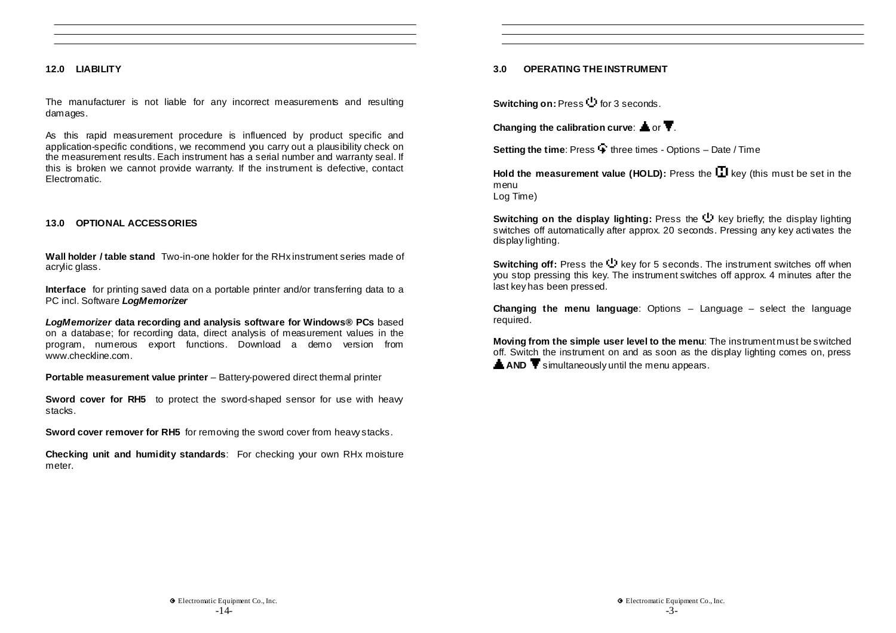## 12.0 LIABILITY

The manufacturer is not liable for any incorrect measurements and resulting damages.

As this rapid measurement procedure is influenced by product specific and application-specific conditions, we recommend you carry out a plausibility check on the measurement results. Each instrument has a serial number and warranty seal. If this is broken we cannot provide warranty. If the instrument is defective, contact Electromatic.

## 13.0 OPTIONAL ACCESSORIES

**Wall holder / table stand** Two-in-one holder for the RHx instrument series made of acrylic glass.

**Interface** for printing saved data on a portable printer and/or transferring data to a PC incl. Software ***LogMemorizer***

***LogMemorizer* data recording and analysis software for Windows® PCs** based on a database; for recording data, direct analysis of measurement values in the program, numerous export functions. Download a demo version from www.checkline.com.

**Portable measurement value printer** – Battery-powered direct thermal printer

**Sword cover for RH5** to protect the sword-shaped sensor for use with heavy stacks.

**Sword cover remover for RH5** for removing the sword cover from heavy stacks.

**Checking unit and humidity standards**: For checking your own RHx moisture meter.

## 3.0 OPERATING THE INSTRUMENT

**Switching on:** Press ⏻ for 3 seconds.

**Changing the calibration curve**: ▲ or ▼.

**Setting the time**: Press ⯁ three times - Options – Date / Time

**Hold the measurement value (HOLD):** Press the H key (this must be set in the menu Log Time)

**Switching on the display lighting:** Press the ⏻ key briefly; the display lighting switches off automatically after approx. 20 seconds. Pressing any key activates the display lighting.

**Switching off:** Press the ⏻ key for 5 seconds. The instrument switches off when you stop pressing this key. The instrument switches off approx. 4 minutes after the last key has been pressed.

**Changing the menu language**: Options – Language – select the language required.

**Moving from the simple user level to the menu**: The instrument must be switched off. Switch the instrument on and as soon as the display lighting comes on, press ▲ **AND** ▼ simultaneously until the menu appears.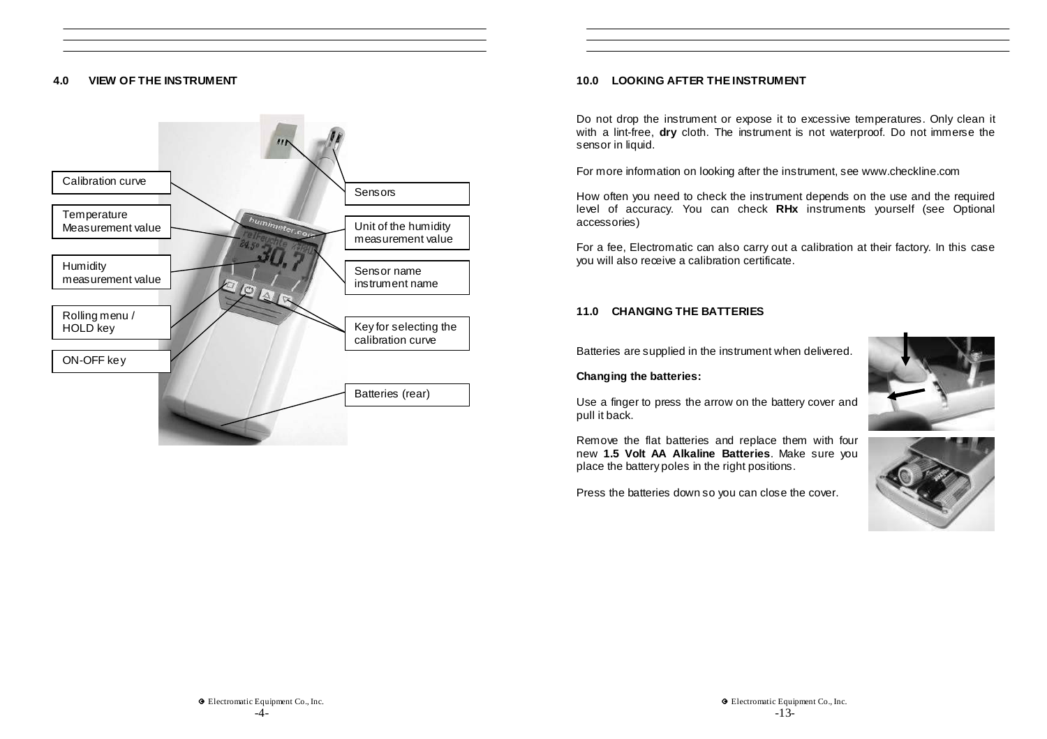## 4.0 VIEW OF THE INSTRUMENT

Calibration curve

Temperature Measurement value

Humidity measurement value

Rolling menu / HOLD key

ON-OFF key

Sensors

Unit of the humidity measurement value

Sensor name instrument name

Key for selecting the calibration curve

Batteries (rear)

## 10.0 LOOKING AFTER THE INSTRUMENT

Do not drop the instrument or expose it to excessive temperatures. Only clean it with a lint-free, **dry** cloth. The instrument is not waterproof. Do not immerse the sensor in liquid.

For more information on looking after the instrument, see www.checkline.com

How often you need to check the instrument depends on the use and the required level of accuracy. You can check **RHx** instruments yourself (see Optional accessories)

For a fee, Electromatic can also carry out a calibration at their factory. In this case you will also receive a calibration certificate.

## 11.0 CHANGING THE BATTERIES

Batteries are supplied in the instrument when delivered.

**Changing the batteries:**

Use a finger to press the arrow on the battery cover and pull it back.

Remove the flat batteries and replace them with four new **1.5 Volt AA Alkaline Batteries**. Make sure you place the battery poles in the right positions.

Press the batteries down so you can close the cover.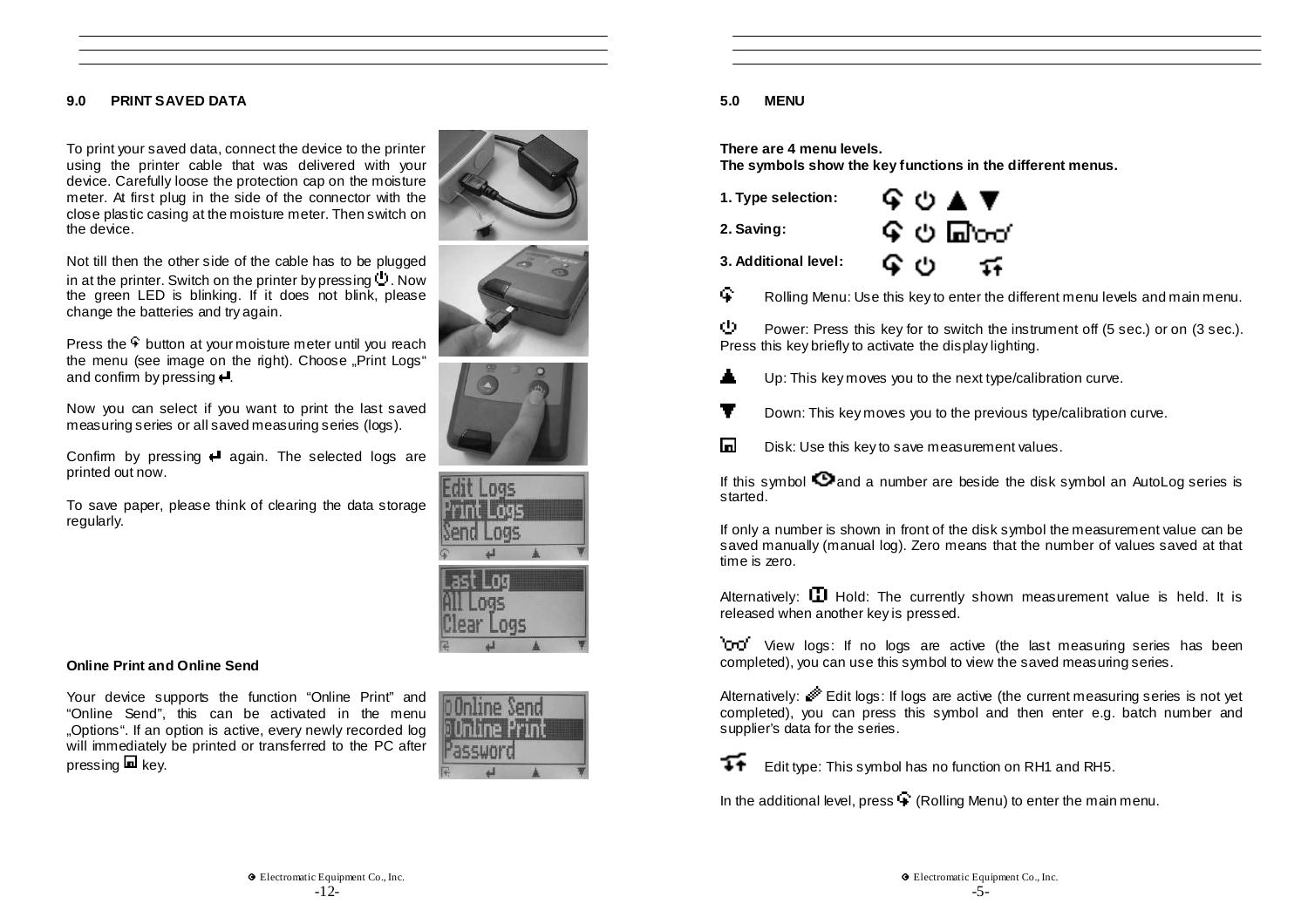## 9.0 PRINT SAVED DATA

To print your saved data, connect the device to the printer using the printer cable that was delivered with your device. Carefully loose the protection cap on the moisture meter. At first plug in the side of the connector with the close plastic casing at the moisture meter. Then switch on the device.

Not till then the other side of the cable has to be plugged in at the printer. Switch on the printer by pressing ⏻. Now the green LED is blinking. If it does not blink, please change the batteries and try again.

Press the ⟲ button at your moisture meter until you reach the menu (see image on the right). Choose „Print Logs" and confirm by pressing ↵.

Now you can select if you want to print the last saved measuring series or all saved measuring series (logs).

Confirm by pressing ↵ again. The selected logs are printed out now.

To save paper, please think of clearing the data storage regularly.

Edit Logs
Print Logs
Send Logs

Last Log
All Logs
Clear Logs

### Online Print and Online Send

Your device supports the function "Online Print" and "Online Send", this can be activated in the menu „Options". If an option is active, every newly recorded log will immediately be printed or transferred to the PC after pressing 💾 key.

Online Send
Online Print
Password

## 5.0 MENU

**There are 4 menu levels.**
**The symbols show the key functions in the different menus.**

**1. Type selection:** ⟲ ⏻ ▲ ▼

**2. Saving:** ⟲ ⏻ 💾 👓

**3. Additional level:** ⟲ ⏻ ⇅

⟲ Rolling Menu: Use this key to enter the different menu levels and main menu.

⏻ Power: Press this key for to switch the instrument off (5 sec.) or on (3 sec.). Press this key briefly to activate the display lighting.

▲ Up: This key moves you to the next type/calibration curve.

▼ Down: This key moves you to the previous type/calibration curve.

💾 Disk: Use this key to save measurement values.

If this symbol 👁 and a number are beside the disk symbol an AutoLog series is started.

If only a number is shown in front of the disk symbol the measurement value can be saved manually (manual log). Zero means that the number of values saved at that time is zero.

Alternatively: H Hold: The currently shown measurement value is held. It is released when another key is pressed.

👓 View logs: If no logs are active (the last measuring series has been completed), you can use this symbol to view the saved measuring series.

Alternatively: ✎ Edit logs: If logs are active (the current measuring series is not yet completed), you can press this symbol and then enter e.g. batch number and supplier's data for the series.

⇅ Edit type: This symbol has no function on RH1 and RH5.

In the additional level, press ⟲ (Rolling Menu) to enter the main menu.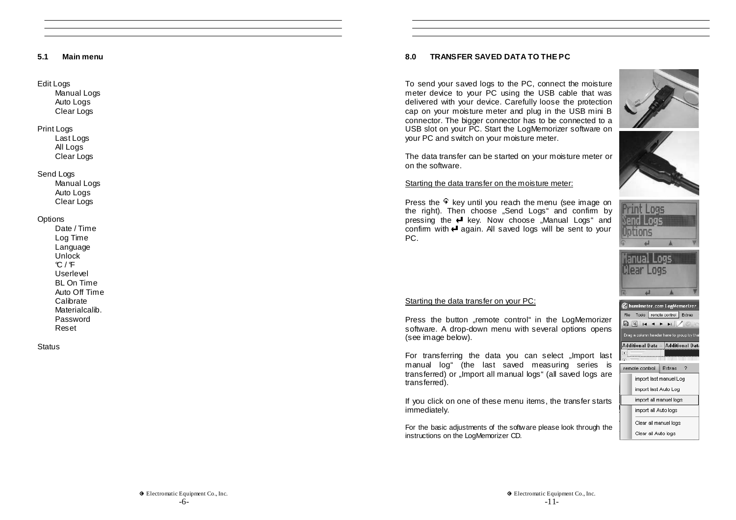## 5.1 Main menu

Edit Logs
- Manual Logs
- Auto Logs
- Clear Logs

Print Logs
- Last Logs
- All Logs
- Clear Logs

Send Logs
- Manual Logs
- Auto Logs
- Clear Logs

Options
- Date / Time
- Log Time
- Language
- Unlock
- °C / °F
- Userlevel
- BL On Time
- Auto Off Time
- Calibrate
- Materialcalib.
- Password
- Reset

Status

## 8.0 TRANSFER SAVED DATA TO THE PC

To send your saved logs to the PC, connect the moisture meter device to your PC using the USB cable that was delivered with your device. Carefully loose the protection cap on your moisture meter and plug in the USB mini B connector. The bigger connector has to be connected to a USB slot on your PC. Start the LogMemorizer software on your PC and switch on your moisture meter.

The data transfer can be started on your moisture meter or on the software.

Starting the data transfer on the moisture meter:

Press the ↰ key until you reach the menu (see image on the right). Then choose „Send Logs" and confirm by pressing the ↵ key. Now choose „Manual Logs" and confirm with ↵ again. All saved logs will be sent to your PC.

Starting the data transfer on your PC:

Press the button „remote control" in the LogMemorizer software. A drop-down menu with several options opens (see image below).

For transferring the data you can select „Import last manual log" (the last saved measuring series is transferred) or „Import all manual logs" (all saved logs are transferred).

If you click on one of these menu items, the transfer starts immediately.

For the basic adjustments of the software please look through the instructions on the LogMemorizer CD.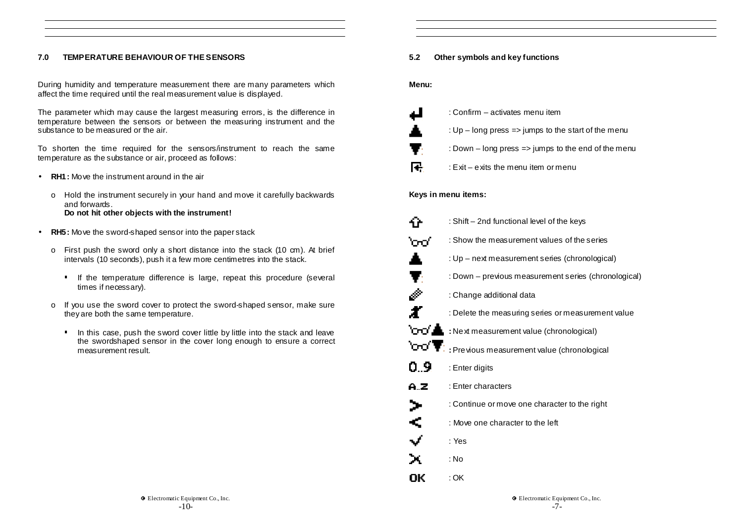## 7.0 TEMPERATURE BEHAVIOUR OF THE SENSORS

During humidity and temperature measurement there are many parameters which affect the time required until the real measurement value is displayed.

The parameter which may cause the largest measuring errors, is the difference in temperature between the sensors or between the measuring instrument and the substance to be measured or the air.

To shorten the time required for the sensors/instrument to reach the same temperature as the substance or air, proceed as follows:

- **RH1:** Move the instrument around in the air
  - Hold the instrument securely in your hand and move it carefully backwards and forwards.
    **Do not hit other objects with the instrument!**
- **RH5:** Move the sword-shaped sensor into the paper stack
  - First push the sword only a short distance into the stack (10 cm). At brief intervals (10 seconds), push it a few more centimetres into the stack.
    - If the temperature difference is large, repeat this procedure (several times if necessary).
  - If you use the sword cover to protect the sword-shaped sensor, make sure they are both the same temperature.
    - In this case, push the sword cover little by little into the stack and leave the swordshaped sensor in the cover long enough to ensure a correct measurement result.

## 5.2 Other symbols and key functions

**Menu:**

- : Confirm – activates menu item
- : Up – long press => jumps to the start of the menu
- : Down – long press => jumps to the end of the menu
- : Exit – exits the menu item or menu

**Keys in menu items:**

- : Shift – 2nd functional level of the keys
- : Show the measurement values of the series
- : Up – next measurement series (chronological)
- : Down – previous measurement series (chronological)
- : Change additional data
- : Delete the measuring series or measurement value
- **:** Next measurement value (chronological)
- **:** Previous measurement value (chronological
- 0..9 : Enter digits
- A..Z : Enter characters
- `>` : Continue or move one character to the right
- `<` : Move one character to the left
- : Yes
- : No
- OK : OK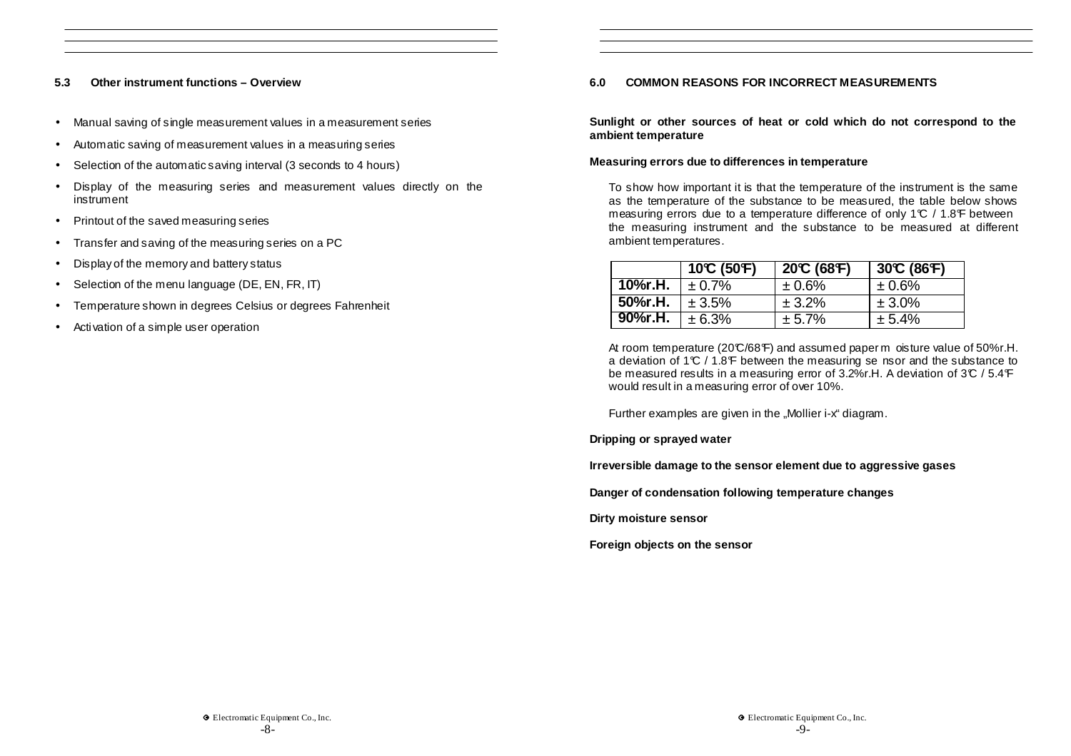## 5.3 Other instrument functions – Overview

- Manual saving of single measurement values in a measurement series
- Automatic saving of measurement values in a measuring series
- Selection of the automatic saving interval (3 seconds to 4 hours)
- Display of the measuring series and measurement values directly on the instrument
- Printout of the saved measuring series
- Transfer and saving of the measuring series on a PC
- Display of the memory and battery status
- Selection of the menu language (DE, EN, FR, IT)
- Temperature shown in degrees Celsius or degrees Fahrenheit
- Activation of a simple user operation

## 6.0 COMMON REASONS FOR INCORRECT MEASUREMENTS

**Sunlight or other sources of heat or cold which do not correspond to the ambient temperature**

**Measuring errors due to differences in temperature**

To show how important it is that the temperature of the instrument is the same as the temperature of the substance to be measured, the table below shows measuring errors due to a temperature difference of only 1°C / 1.8°F between the measuring instrument and the substance to be measured at different ambient temperatures.

| | 10°C (50°F) | 20°C (68°F) | 30°C (86°F) |
|---|---|---|---|
| 10%r.H. | ± 0.7% | ± 0.6% | ± 0.6% |
| 50%r.H. | ± 3.5% | ± 3.2% | ± 3.0% |
| 90%r.H. | ± 6.3% | ± 5.7% | ± 5.4% |

At room temperature (20°C/68°F) and assumed paper moisture value of 50%r.H. a deviation of 1°C / 1.8°F between the measuring sensor and the substance to be measured results in a measuring error of 3.2%r.H. A deviation of 3°C / 5.4°F would result in a measuring error of over 10%.

Further examples are given in the „Mollier i-x" diagram.

**Dripping or sprayed water**

**Irreversible damage to the sensor element due to aggressive gases**

**Danger of condensation following temperature changes**

**Dirty moisture sensor**

**Foreign objects on the sensor**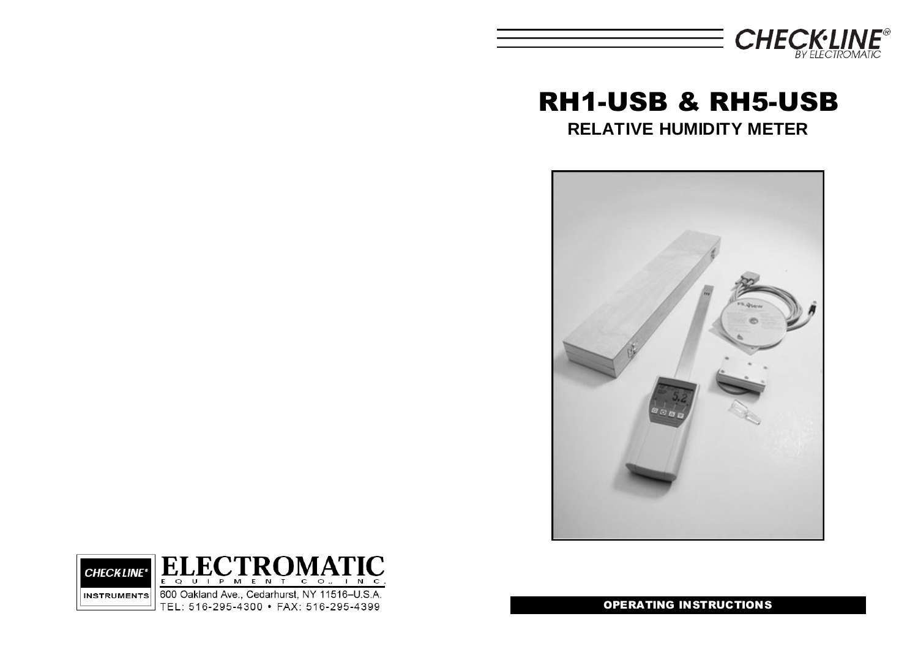CHECK·LINE® BY ELECTROMATIC

# RH1-USB & RH5-USB

## RELATIVE HUMIDITY METER

OPERATING INSTRUCTIONS

CHECK·LINE® INSTRUMENTS

ELECTROMATIC EQUIPMENT CO., INC.

600 Oakland Ave., Cedarhurst, NY 11516–U.S.A.

TEL: 516-295-4300 • FAX: 516-295-4399